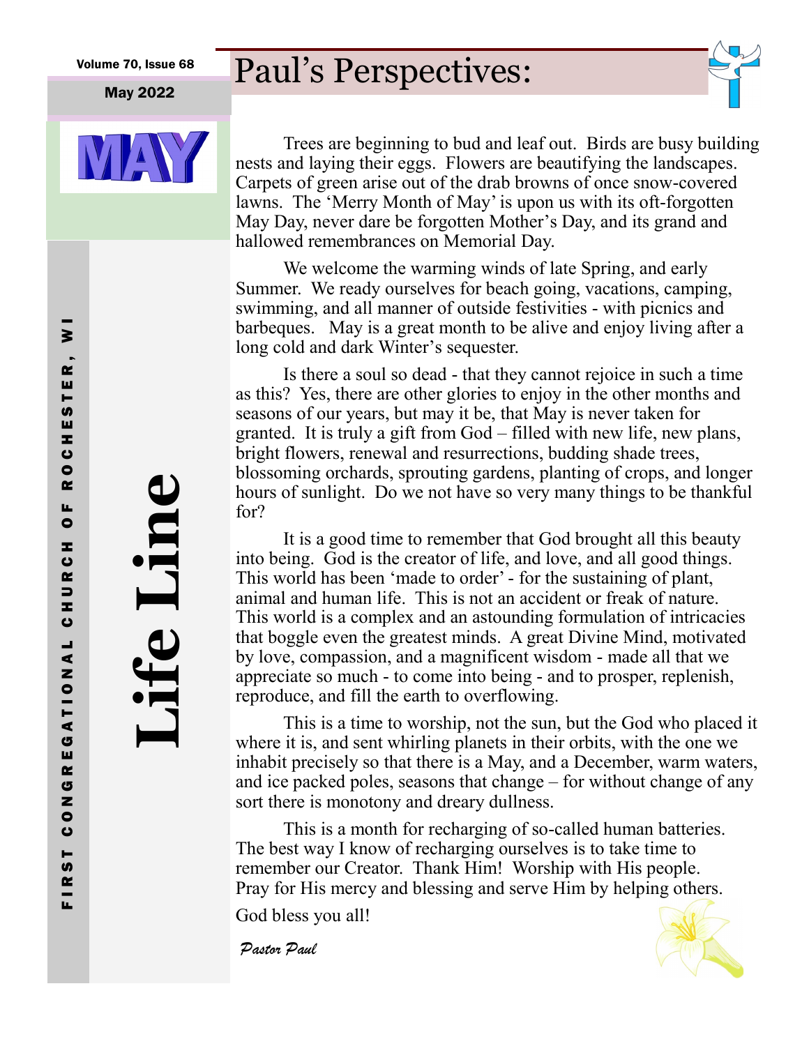Volume 70, Issue 68

May 2022

MAY

# Life Line

FIRST CONGREGATIONAL CHURCH OF ROCHESTER, WI

# Paul's Perspectives:

Trees are beginning to bud and leaf out. Birds are busy building nests and laying their eggs. Flowers are beautifying the landscapes. Carpets of green arise out of the drab browns of once snow-covered lawns. The 'Merry Month of May' is upon us with its oft-forgotten May Day, never dare be forgotten Mother's Day, and its grand and hallowed remembrances on Memorial Day.

We welcome the warming winds of late Spring, and early Summer. We ready ourselves for beach going, vacations, camping, swimming, and all manner of outside festivities - with picnics and barbeques. May is a great month to be alive and enjoy living after a long cold and dark Winter's sequester.

Is there a soul so dead - that they cannot rejoice in such a time as this? Yes, there are other glories to enjoy in the other months and seasons of our years, but may it be, that May is never taken for granted. It is truly a gift from God – filled with new life, new plans, bright flowers, renewal and resurrections, budding shade trees, blossoming orchards, sprouting gardens, planting of crops, and longer hours of sunlight. Do we not have so very many things to be thankful for?

It is a good time to remember that God brought all this beauty into being. God is the creator of life, and love, and all good things. This world has been 'made to order' - for the sustaining of plant, animal and human life. This is not an accident or freak of nature. This world is a complex and an astounding formulation of intricacies that boggle even the greatest minds. A great Divine Mind, motivated by love, compassion, and a magnificent wisdom - made all that we appreciate so much - to come into being - and to prosper, replenish, reproduce, and fill the earth to overflowing.

This is a time to worship, not the sun, but the God who placed it where it is, and sent whirling planets in their orbits, with the one we inhabit precisely so that there is a May, and a December, warm waters, and ice packed poles, seasons that change – for without change of any sort there is monotony and dreary dullness.

This is a month for recharging of so-called human batteries. The best way I know of recharging ourselves is to take time to remember our Creator. Thank Him! Worship with His people. Pray for His mercy and blessing and serve Him by helping others.

God bless you all!

*Pastor Paul*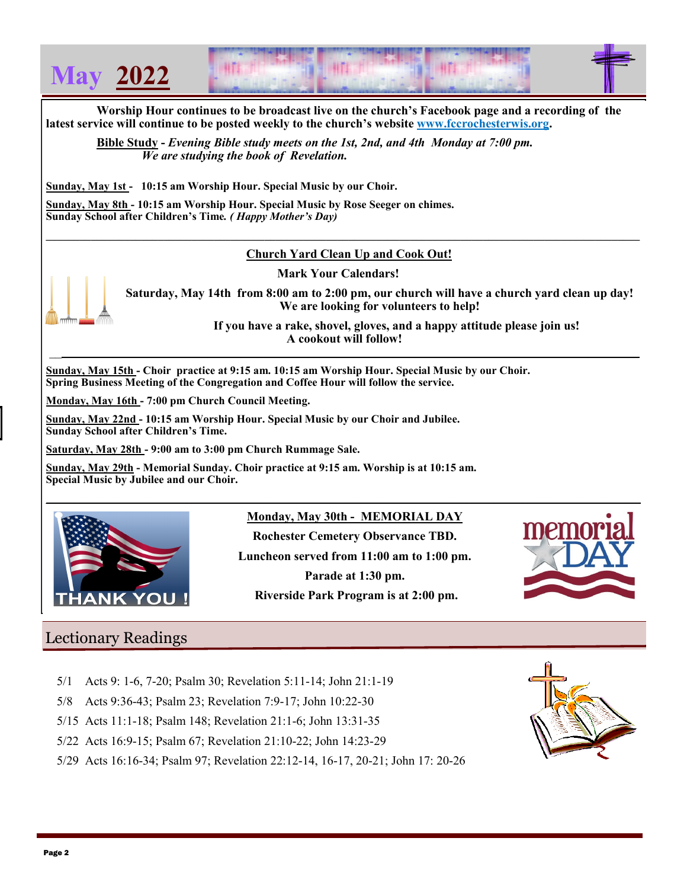# May 2022

**Worship Hour continues to be broadcast live on the church's Facebook page and a recording of the latest service will continue to be posted weekly to the church's website [www.fccrochesterwis.org](http://www.fccrochesterwis.org).**

**Bible Study** - ***Evening Bible study meets on the 1st, 2nd, and 4th Monday at 7:00 pm. We are studying the book of Revelation.***

**Sunday, May 1st - 10:15 am Worship Hour. Special Music by our Choir.**

**Sunday, May 8th - 10:15 am Worship Hour. Special Music by Rose Seeger on chimes. Sunday School after Children's Time.** ***( Happy Mother's Day)***

---

**Church Yard Clean Up and Cook Out!**

**Mark Your Calendars!**

**Saturday, May 14th from 8:00 am to 2:00 pm, our church will have a church yard clean up day! We are looking for volunteers to help!**

**If you have a rake, shovel, gloves, and a happy attitude please join us! A cookout will follow!**

---

**Sunday, May 15th - Choir practice at 9:15 am. 10:15 am Worship Hour. Special Music by our Choir. Spring Business Meeting of the Congregation and Coffee Hour will follow the service.**

**Monday, May 16th - 7:00 pm Church Council Meeting.**

**Sunday, May 22nd - 10:15 am Worship Hour. Special Music by our Choir and Jubilee. Sunday School after Children's Time.**

**Saturday, May 28th - 9:00 am to 3:00 pm Church Rummage Sale.**

**Sunday, May 29th - Memorial Sunday. Choir practice at 9:15 am. Worship is at 10:15 am. Special Music by Jubilee and our Choir.**

---

**Monday, May 30th - MEMORIAL DAY**

**Rochester Cemetery Observance TBD.**

**Luncheon served from 11:00 am to 1:00 pm.**

**Parade at 1:30 pm.**

**Riverside Park Program is at 2:00 pm.**

## Lectionary Readings

- 5/1 Acts 9: 1-6, 7-20; Psalm 30; Revelation 5:11-14; John 21:1-19
- 5/8 Acts 9:36-43; Psalm 23; Revelation 7:9-17; John 10:22-30
- 5/15 Acts 11:1-18; Psalm 148; Revelation 21:1-6; John 13:31-35
- 5/22 Acts 16:9-15; Psalm 67; Revelation 21:10-22; John 14:23-29
- 5/29 Acts 16:16-34; Psalm 97; Revelation 22:12-14, 16-17, 20-21; John 17: 20-26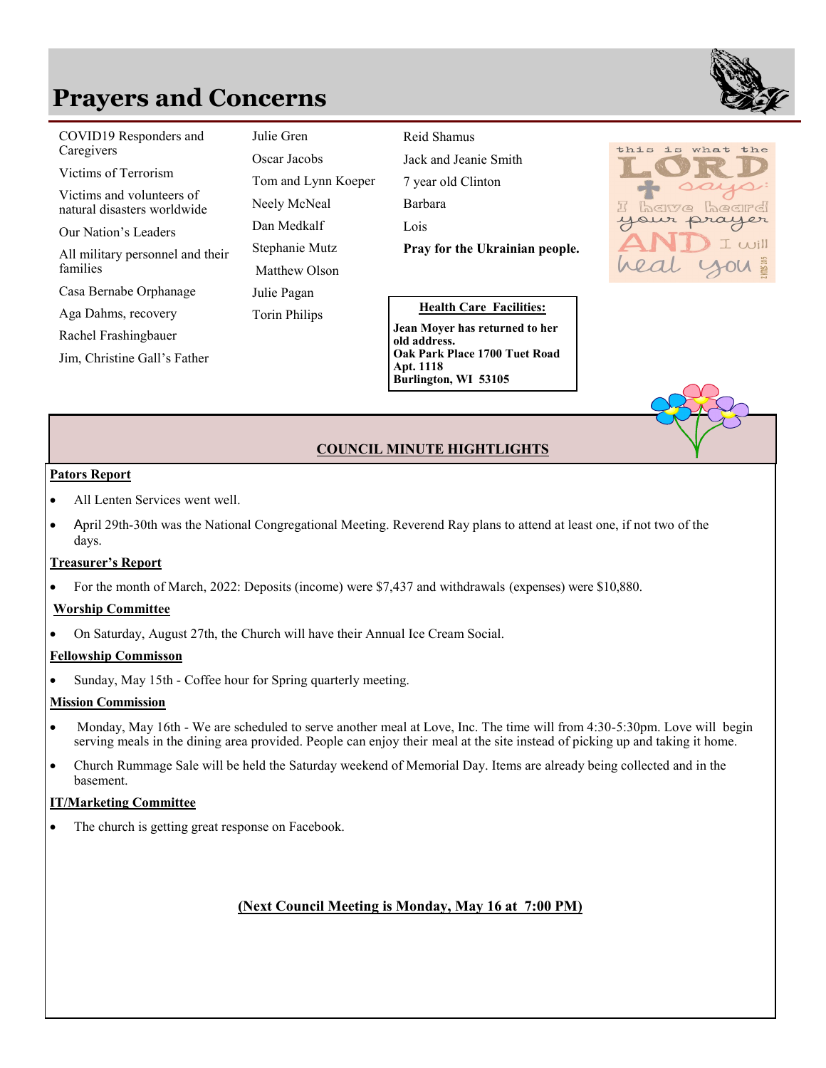# Prayers and Concerns

- COVID19 Responders and Caregivers
- Victims of Terrorism
- Victims and volunteers of natural disasters worldwide
- Our Nation's Leaders
- All military personnel and their families
- Casa Bernabe Orphanage
- Aga Dahms, recovery
- Rachel Frashingbauer
- Jim, Christine Gall's Father
- Julie Gren
- Oscar Jacobs
- Tom and Lynn Koeper
- Neely McNeal
- Dan Medkalf
- Stephanie Mutz
- Matthew Olson
- Julie Pagan
- Torin Philips
- Reid Shamus
- Jack and Jeanie Smith
- 7 year old Clinton
- Barbara
- Lois

**Pray for the Ukrainian people.**

**Health Care Facilities:**

**Jean Moyer has returned to her old address.**
**Oak Park Place 1700 Tuet Road**
**Apt. 1118**
**Burlington, WI 53105**

this is what the LORD says: I have heard your prayer AND I will heal you 2 KINGS 20:5

## COUNCIL MINUTE HIGHTLIGHTS

**Pators Report**

- All Lenten Services went well.
- April 29th-30th was the National Congregational Meeting. Reverend Ray plans to attend at least one, if not two of the days.

**Treasurer's Report**

- For the month of March, 2022: Deposits (income) were $7,437 and withdrawals (expenses) were $10,880.

**Worship Committee**

- On Saturday, August 27th, the Church will have their Annual Ice Cream Social.

**Fellowship Commisson**

- Sunday, May 15th - Coffee hour for Spring quarterly meeting.

**Mission Commission**

- Monday, May 16th - We are scheduled to serve another meal at Love, Inc. The time will from 4:30-5:30pm. Love will begin serving meals in the dining area provided. People can enjoy their meal at the site instead of picking up and taking it home.
- Church Rummage Sale will be held the Saturday weekend of Memorial Day. Items are already being collected and in the basement.

**IT/Marketing Committee**

- The church is getting great response on Facebook.

**(Next Council Meeting is Monday, May 16 at 7:00 PM)**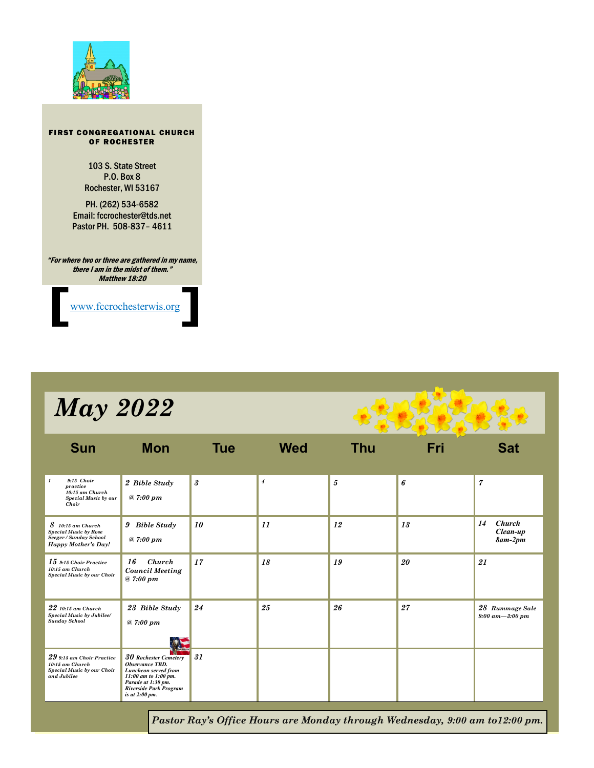**FIRST CONGREGATIONAL CHURCH OF ROCHESTER**

103 S. State Street
P.O. Box 8
Rochester, WI 53167

PH. (262) 534-6582
Email: fccrochester@tds.net
Pastor PH. 508-837– 4611

*"For where two or three are gathered in my name, there I am in the midst of them."*
*Matthew 18:20*

[www.fccrochesterwis.org]

# *May 2022*

| Sun | Mon | Tue | Wed | Thu | Fri | Sat |
|---|---|---|---|---|---|---|
| *1 9:15 Choir practice 10:15 am Church Special Music by our Choir* | *2 Bible Study @ 7:00 pm* | *3* | *4* | *5* | *6* | *7* |
| *8 10:15 am Church Special Music by Rose Seeger / Sunday School Happy Mother's Day!* | *9 Bible Study @ 7:00 pm* | *10* | *11* | *12* | *13* | *14 Church Clean-up 8am-2pm* |
| *15 9:15 Choir Practice 10:15 am Church Special Music by our Choir* | *16 Church Council Meeting @ 7:00 pm* | *17* | *18* | *19* | *20* | *21* |
| *22 10:15 am Church Special Music by Jubilee/ Sunday School* | *23 Bible Study @ 7:00 pm* | *24* | *25* | *26* | *27* | *28 Rummage Sale 9:00 am—3:00 pm* |
| *29 9:15 am Choir Practice 10:15 am Church Special Music by our Choir and Jubilee* | *30 Rochester Cemetery Observance TBD. Luncheon served from 11:00 am to 1:00 pm. Parade at 1:30 pm. Riverside Park Program is at 2:00 pm.* | *31* | | | | |

*Pastor Ray's Office Hours are Monday through Wednesday, 9:00 am to12:00 pm.*